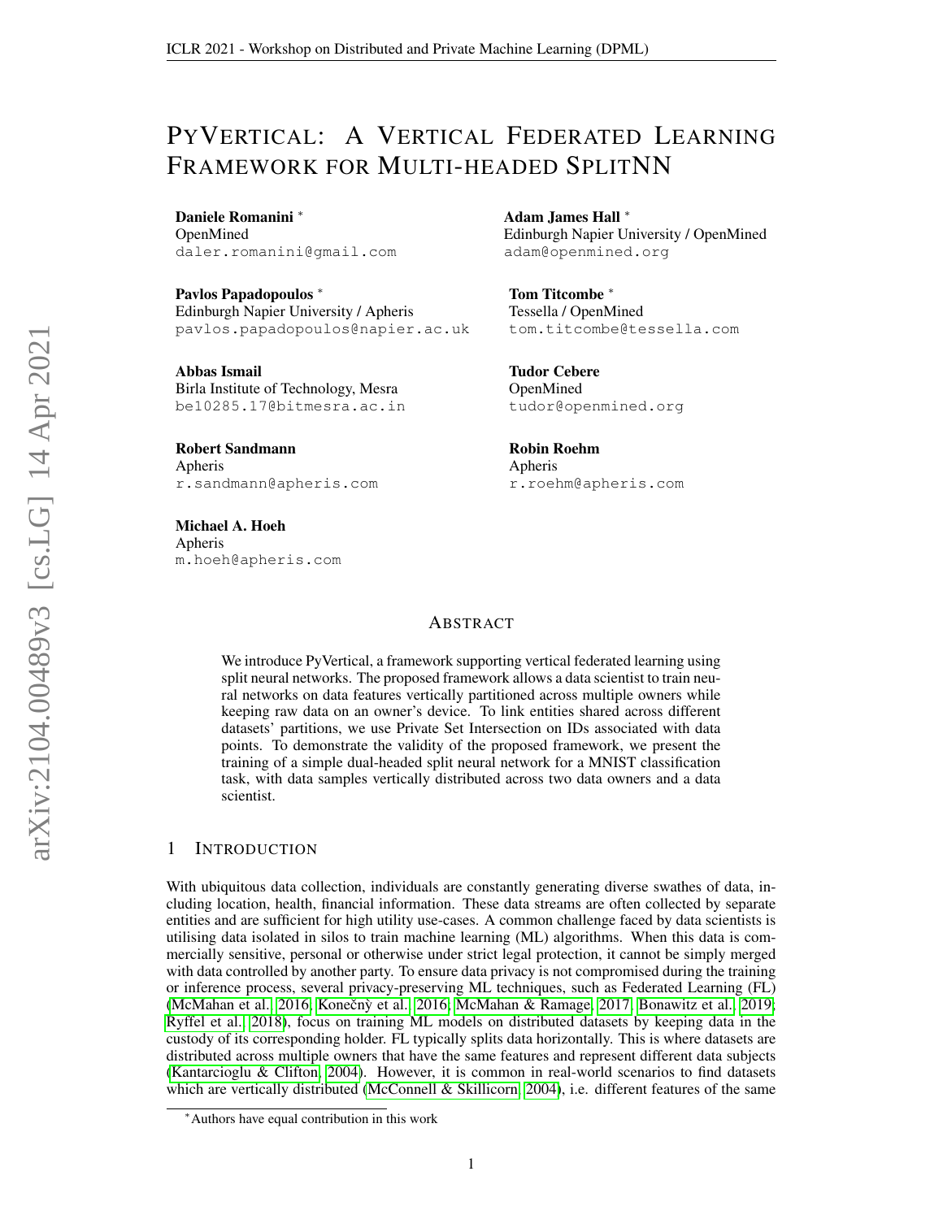# PyVertical: A Vertical Federated Learning Framework for Multi-headed SplitNN

**Daniele Romanini** *
OpenMined
daler.romanini@gmail.com

**Adam James Hall** *
Edinburgh Napier University / OpenMined
adam@openmined.org

**Pavlos Papadopoulos** *
Edinburgh Napier University / Apheris
pavlos.papadopoulos@napier.ac.uk

**Tom Titcombe** *
Tessella / OpenMined
tom.titcombe@tessella.com

**Abbas Ismail**
Birla Institute of Technology, Mesra
be10285.17@bitmesra.ac.in

**Tudor Cebere**
OpenMined
tudor@openmined.org

**Robert Sandmann**
Apheris
r.sandmann@apheris.com

**Robin Roehm**
Apheris
r.roehm@apheris.com

**Michael A. Hoeh**
Apheris
m.hoeh@apheris.com

## Abstract

We introduce PyVertical, a framework supporting vertical federated learning using split neural networks. The proposed framework allows a data scientist to train neural networks on data features vertically partitioned across multiple owners while keeping raw data on an owner's device. To link entities shared across different datasets' partitions, we use Private Set Intersection on IDs associated with data points. To demonstrate the validity of the proposed framework, we present the training of a simple dual-headed split neural network for a MNIST classification task, with data samples vertically distributed across two data owners and a data scientist.

## 1 Introduction

With ubiquitous data collection, individuals are constantly generating diverse swathes of data, including location, health, financial information. These data streams are often collected by separate entities and are sufficient for high utility use-cases. A common challenge faced by data scientists is utilising data isolated in silos to train machine learning (ML) algorithms. When this data is commercially sensitive, personal or otherwise under strict legal protection, it cannot be simply merged with data controlled by another party. To ensure data privacy is not compromised during the training or inference process, several privacy-preserving ML techniques, such as Federated Learning (FL) (McMahan et al., 2016; Konečný et al., 2016; McMahan & Ramage, 2017; Bonawitz et al., 2019; Ryffel et al., 2018), focus on training ML models on distributed datasets by keeping data in the custody of its corresponding holder. FL typically splits data horizontally. This is where datasets are distributed across multiple owners that have the same features and represent different data subjects (Kantarcioglu & Clifton, 2004). However, it is common in real-world scenarios to find datasets which are vertically distributed (McConnell & Skillicorn, 2004), i.e. different features of the same

*Authors have equal contribution in this work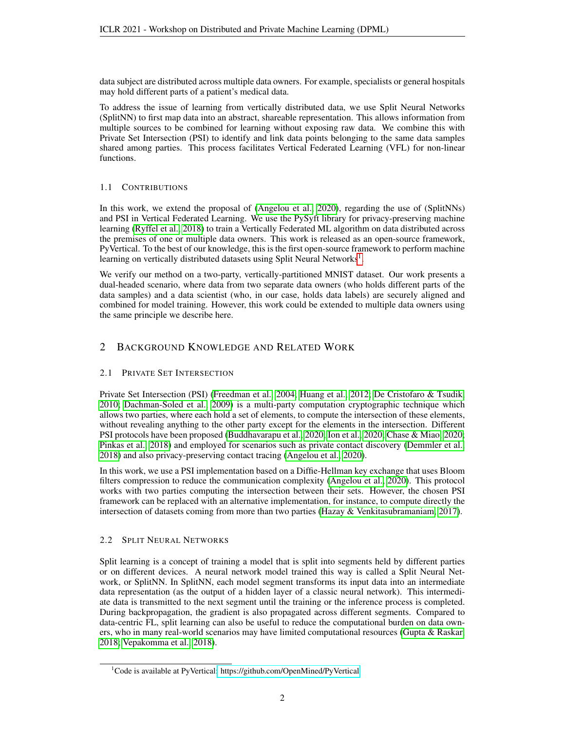data subject are distributed across multiple data owners. For example, specialists or general hospitals may hold different parts of a patient's medical data.

To address the issue of learning from vertically distributed data, we use Split Neural Networks (SplitNN) to first map data into an abstract, shareable representation. This allows information from multiple sources to be combined for learning without exposing raw data. We combine this with Private Set Intersection (PSI) to identify and link data points belonging to the same data samples shared among parties. This process facilitates Vertical Federated Learning (VFL) for non-linear functions.

### 1.1 Contributions

In this work, we extend the proposal of (Angelou et al., 2020), regarding the use of (SplitNNs) and PSI in Vertical Federated Learning. We use the PySyft library for privacy-preserving machine learning (Ryffel et al., 2018) to train a Vertically Federated ML algorithm on data distributed across the premises of one or multiple data owners. This work is released as an open-source framework, PyVertical. To the best of our knowledge, this is the first open-source framework to perform machine learning on vertically distributed datasets using Split Neural Networks[1].

We verify our method on a two-party, vertically-partitioned MNIST dataset. Our work presents a dual-headed scenario, where data from two separate data owners (who holds different parts of the data samples) and a data scientist (who, in our case, holds data labels) are securely aligned and combined for model training. However, this work could be extended to multiple data owners using the same principle we describe here.

## 2 Background Knowledge and Related Work

### 2.1 Private Set Intersection

Private Set Intersection (PSI) (Freedman et al., 2004; Huang et al., 2012; De Cristofaro & Tsudik, 2010; Dachman-Soled et al., 2009) is a multi-party computation cryptographic technique which allows two parties, where each hold a set of elements, to compute the intersection of these elements, without revealing anything to the other party except for the elements in the intersection. Different PSI protocols have been proposed (Buddhavarapu et al., 2020; Ion et al., 2020; Chase & Miao, 2020; Pinkas et al., 2018) and employed for scenarios such as private contact discovery (Demmler et al., 2018) and also privacy-preserving contact tracing (Angelou et al., 2020).

In this work, we use a PSI implementation based on a Diffie-Hellman key exchange that uses Bloom filters compression to reduce the communication complexity (Angelou et al., 2020). This protocol works with two parties computing the intersection between their sets. However, the chosen PSI framework can be replaced with an alternative implementation, for instance, to compute directly the intersection of datasets coming from more than two parties (Hazay & Venkitasubramaniam, 2017).

### 2.2 Split Neural Networks

Split learning is a concept of training a model that is split into segments held by different parties or on different devices. A neural network model trained this way is called a Split Neural Network, or SplitNN. In SplitNN, each model segment transforms its input data into an intermediate data representation (as the output of a hidden layer of a classic neural network). This intermediate data is transmitted to the next segment until the training or the inference process is completed. During backpropagation, the gradient is also propagated across different segments. Compared to data-centric FL, split learning can also be useful to reduce the computational burden on data owners, who in many real-world scenarios may have limited computational resources (Gupta & Raskar, 2018; Vepakomma et al., 2018).

[1] Code is available at PyVertical: https://github.com/OpenMined/PyVertical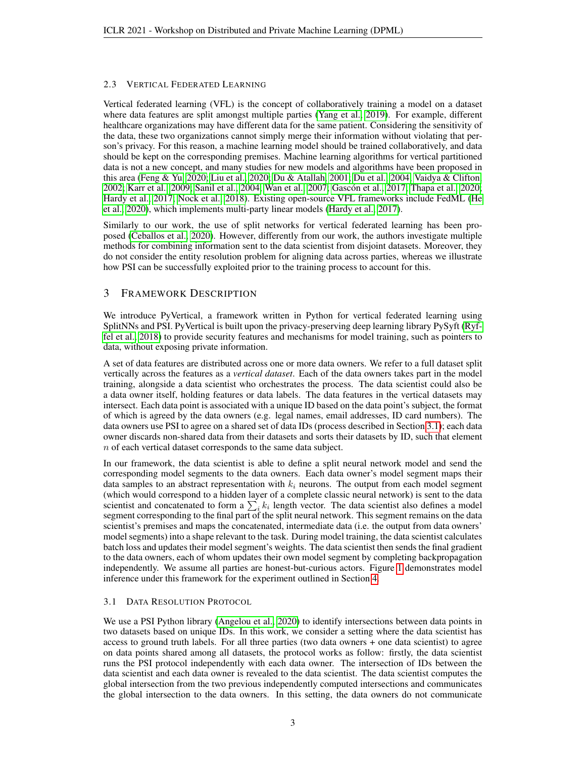### 2.3 Vertical Federated Learning

Vertical federated learning (VFL) is the concept of collaboratively training a model on a dataset where data features are split amongst multiple parties (Yang et al., 2019). For example, different healthcare organizations may have different data for the same patient. Considering the sensitivity of the data, these two organizations cannot simply merge their information without violating that person's privacy. For this reason, a machine learning model should be trained collaboratively, and data should be kept on the corresponding premises. Machine learning algorithms for vertical partitioned data is not a new concept, and many studies for new models and algorithms have been proposed in this area (Feng & Yu, 2020; Liu et al., 2020; Du & Atallah, 2001; Du et al., 2004; Vaidya & Clifton, 2002; Karr et al., 2009; Sanil et al., 2004; Wan et al., 2007; Gascón et al., 2017; Thapa et al., 2020; Hardy et al., 2017; Nock et al., 2018). Existing open-source VFL frameworks include FedML (He et al., 2020), which implements multi-party linear models (Hardy et al., 2017).

Similarly to our work, the use of split networks for vertical federated learning has been proposed (Ceballos et al., 2020). However, differently from our work, the authors investigate multiple methods for combining information sent to the data scientist from disjoint datasets. Moreover, they do not consider the entity resolution problem for aligning data across parties, whereas we illustrate how PSI can be successfully exploited prior to the training process to account for this.

## 3 Framework Description

We introduce PyVertical, a framework written in Python for vertical federated learning using SplitNNs and PSI. PyVertical is built upon the privacy-preserving deep learning library PySyft (Ryffel et al., 2018) to provide security features and mechanisms for model training, such as pointers to data, without exposing private information.

A set of data features are distributed across one or more data owners. We refer to a full dataset split vertically across the features as a *vertical dataset*. Each of the data owners takes part in the model training, alongside a data scientist who orchestrates the process. The data scientist could also be a data owner itself, holding features or data labels. The data features in the vertical datasets may intersect. Each data point is associated with a unique ID based on the data point's subject, the format of which is agreed by the data owners (e.g. legal names, email addresses, ID card numbers). The data owners use PSI to agree on a shared set of data IDs (process described in Section 3.1); each data owner discards non-shared data from their datasets and sorts their datasets by ID, such that element $n$ of each vertical dataset corresponds to the same data subject.

In our framework, the data scientist is able to define a split neural network model and send the corresponding model segments to the data owners. Each data owner's model segment maps their data samples to an abstract representation with $k_i$ neurons. The output from each model segment (which would correspond to a hidden layer of a complete classic neural network) is sent to the data scientist and concatenated to form a $\sum_i k_i$ length vector. The data scientist also defines a model segment corresponding to the final part of the split neural network. This segment remains on the data scientist's premises and maps the concatenated, intermediate data (i.e. the output from data owners' model segments) into a shape relevant to the task. During model training, the data scientist calculates batch loss and updates their model segment's weights. The data scientist then sends the final gradient to the data owners, each of whom updates their own model segment by completing backpropagation independently. We assume all parties are honest-but-curious actors. Figure 1 demonstrates model inference under this framework for the experiment outlined in Section 4.

### 3.1 Data Resolution Protocol

We use a PSI Python library (Angelou et al., 2020) to identify intersections between data points in two datasets based on unique IDs. In this work, we consider a setting where the data scientist has access to ground truth labels. For all three parties (two data owners + one data scientist) to agree on data points shared among all datasets, the protocol works as follow: firstly, the data scientist runs the PSI protocol independently with each data owner. The intersection of IDs between the data scientist and each data owner is revealed to the data scientist. The data scientist computes the global intersection from the two previous independently computed intersections and communicates the global intersection to the data owners. In this setting, the data owners do not communicate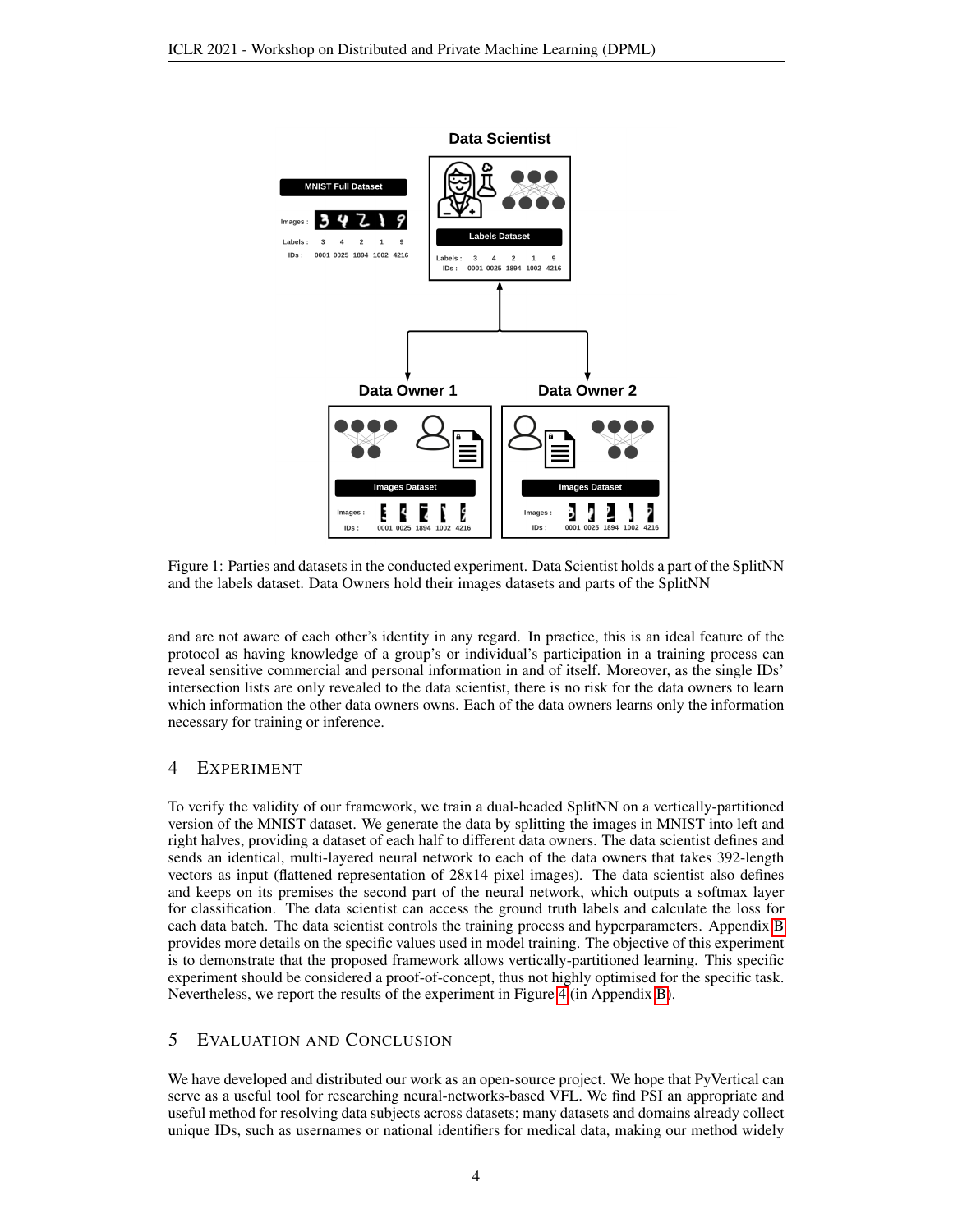Figure 1: Parties and datasets in the conducted experiment. Data Scientist holds a part of the SplitNN and the labels dataset. Data Owners hold their images datasets and parts of the SplitNN

and are not aware of each other's identity in any regard. In practice, this is an ideal feature of the protocol as having knowledge of a group's or individual's participation in a training process can reveal sensitive commercial and personal information in and of itself. Moreover, as the single IDs' intersection lists are only revealed to the data scientist, there is no risk for the data owners to learn which information the other data owners owns. Each of the data owners learns only the information necessary for training or inference.

## 4 Experiment

To verify the validity of our framework, we train a dual-headed SplitNN on a vertically-partitioned version of the MNIST dataset. We generate the data by splitting the images in MNIST into left and right halves, providing a dataset of each half to different data owners. The data scientist defines and sends an identical, multi-layered neural network to each of the data owners that takes 392-length vectors as input (flattened representation of 28x14 pixel images). The data scientist also defines and keeps on its premises the second part of the neural network, which outputs a softmax layer for classification. The data scientist can access the ground truth labels and calculate the loss for each data batch. The data scientist controls the training process and hyperparameters. Appendix B provides more details on the specific values used in model training. The objective of this experiment is to demonstrate that the proposed framework allows vertically-partitioned learning. This specific experiment should be considered a proof-of-concept, thus not highly optimised for the specific task. Nevertheless, we report the results of the experiment in Figure 4 (in Appendix B).

## 5 Evaluation and Conclusion

We have developed and distributed our work as an open-source project. We hope that PyVertical can serve as a useful tool for researching neural-networks-based VFL. We find PSI an appropriate and useful method for resolving data subjects across datasets; many datasets and domains already collect unique IDs, such as usernames or national identifiers for medical data, making our method widely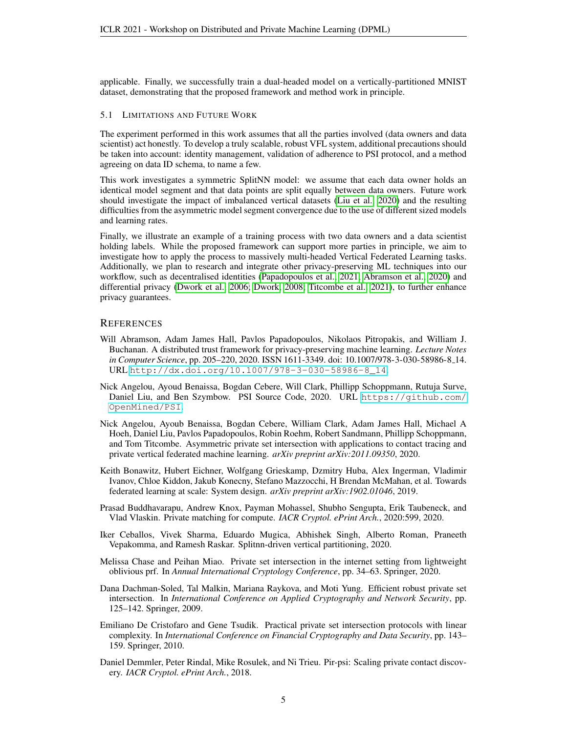applicable. Finally, we successfully train a dual-headed model on a vertically-partitioned MNIST dataset, demonstrating that the proposed framework and method work in principle.

### 5.1 Limitations and Future Work

The experiment performed in this work assumes that all the parties involved (data owners and data scientist) act honestly. To develop a truly scalable, robust VFL system, additional precautions should be taken into account: identity management, validation of adherence to PSI protocol, and a method agreeing on data ID schema, to name a few.

This work investigates a symmetric SplitNN model: we assume that each data owner holds an identical model segment and that data points are split equally between data owners. Future work should investigate the impact of imbalanced vertical datasets (Liu et al., 2020) and the resulting difficulties from the asymmetric model segment convergence due to the use of different sized models and learning rates.

Finally, we illustrate an example of a training process with two data owners and a data scientist holding labels. While the proposed framework can support more parties in principle, we aim to investigate how to apply the process to massively multi-headed Vertical Federated Learning tasks. Additionally, we plan to research and integrate other privacy-preserving ML techniques into our workflow, such as decentralised identities (Papadopoulos et al., 2021; Abramson et al., 2020) and differential privacy (Dwork et al., 2006; Dwork, 2008; Titcombe et al., 2021), to further enhance privacy guarantees.

## References

Will Abramson, Adam James Hall, Pavlos Papadopoulos, Nikolaos Pitropakis, and William J. Buchanan. A distributed trust framework for privacy-preserving machine learning. *Lecture Notes in Computer Science*, pp. 205–220, 2020. ISSN 1611-3349. doi: 10.1007/978-3-030-58986-8_14. URL http://dx.doi.org/10.1007/978-3-030-58986-8_14.

Nick Angelou, Ayoud Benaissa, Bogdan Cebere, Will Clark, Phillipp Schoppmann, Rutuja Surve, Daniel Liu, and Ben Szymbow. PSI Source Code, 2020. URL https://github.com/OpenMined/PSI.

Nick Angelou, Ayoub Benaissa, Bogdan Cebere, William Clark, Adam James Hall, Michael A Hoeh, Daniel Liu, Pavlos Papadopoulos, Robin Roehm, Robert Sandmann, Phillipp Schoppmann, and Tom Titcombe. Asymmetric private set intersection with applications to contact tracing and private vertical federated machine learning. *arXiv preprint arXiv:2011.09350*, 2020.

Keith Bonawitz, Hubert Eichner, Wolfgang Grieskamp, Dzmitry Huba, Alex Ingerman, Vladimir Ivanov, Chloe Kiddon, Jakub Konecny, Stefano Mazzocchi, H Brendan McMahan, et al. Towards federated learning at scale: System design. *arXiv preprint arXiv:1902.01046*, 2019.

Prasad Buddhavarapu, Andrew Knox, Payman Mohassel, Shubho Sengupta, Erik Taubeneck, and Vlad Vlaskin. Private matching for compute. *IACR Cryptol. ePrint Arch.*, 2020:599, 2020.

Iker Ceballos, Vivek Sharma, Eduardo Mugica, Abhishek Singh, Alberto Roman, Praneeth Vepakomma, and Ramesh Raskar. Splitnn-driven vertical partitioning, 2020.

Melissa Chase and Peihan Miao. Private set intersection in the internet setting from lightweight oblivious prf. In *Annual International Cryptology Conference*, pp. 34–63. Springer, 2020.

Dana Dachman-Soled, Tal Malkin, Mariana Raykova, and Moti Yung. Efficient robust private set intersection. In *International Conference on Applied Cryptography and Network Security*, pp. 125–142. Springer, 2009.

Emiliano De Cristofaro and Gene Tsudik. Practical private set intersection protocols with linear complexity. In *International Conference on Financial Cryptography and Data Security*, pp. 143–159. Springer, 2010.

Daniel Demmler, Peter Rindal, Mike Rosulek, and Ni Trieu. Pir-psi: Scaling private contact discovery. *IACR Cryptol. ePrint Arch.*, 2018.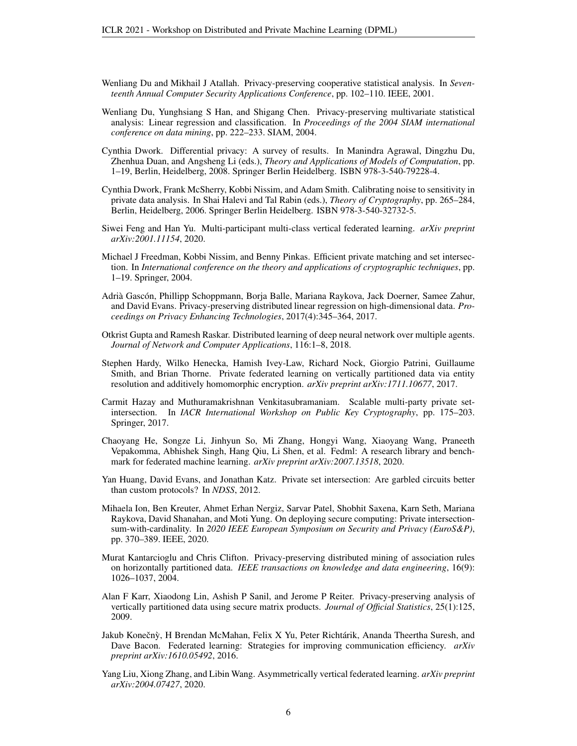Wenliang Du and Mikhail J Atallah. Privacy-preserving cooperative statistical analysis. In *Seventeenth Annual Computer Security Applications Conference*, pp. 102–110. IEEE, 2001.

Wenliang Du, Yunghsiang S Han, and Shigang Chen. Privacy-preserving multivariate statistical analysis: Linear regression and classification. In *Proceedings of the 2004 SIAM international conference on data mining*, pp. 222–233. SIAM, 2004.

Cynthia Dwork. Differential privacy: A survey of results. In Manindra Agrawal, Dingzhu Du, Zhenhua Duan, and Angsheng Li (eds.), *Theory and Applications of Models of Computation*, pp. 1–19, Berlin, Heidelberg, 2008. Springer Berlin Heidelberg. ISBN 978-3-540-79228-4.

Cynthia Dwork, Frank McSherry, Kobbi Nissim, and Adam Smith. Calibrating noise to sensitivity in private data analysis. In Shai Halevi and Tal Rabin (eds.), *Theory of Cryptography*, pp. 265–284, Berlin, Heidelberg, 2006. Springer Berlin Heidelberg. ISBN 978-3-540-32732-5.

Siwei Feng and Han Yu. Multi-participant multi-class vertical federated learning. *arXiv preprint arXiv:2001.11154*, 2020.

Michael J Freedman, Kobbi Nissim, and Benny Pinkas. Efficient private matching and set intersection. In *International conference on the theory and applications of cryptographic techniques*, pp. 1–19. Springer, 2004.

Adrià Gascón, Phillipp Schoppmann, Borja Balle, Mariana Raykova, Jack Doerner, Samee Zahur, and David Evans. Privacy-preserving distributed linear regression on high-dimensional data. *Proceedings on Privacy Enhancing Technologies*, 2017(4):345–364, 2017.

Otkrist Gupta and Ramesh Raskar. Distributed learning of deep neural network over multiple agents. *Journal of Network and Computer Applications*, 116:1–8, 2018.

Stephen Hardy, Wilko Henecka, Hamish Ivey-Law, Richard Nock, Giorgio Patrini, Guillaume Smith, and Brian Thorne. Private federated learning on vertically partitioned data via entity resolution and additively homomorphic encryption. *arXiv preprint arXiv:1711.10677*, 2017.

Carmit Hazay and Muthuramakrishnan Venkitasubramaniam. Scalable multi-party private set-intersection. In *IACR International Workshop on Public Key Cryptography*, pp. 175–203. Springer, 2017.

Chaoyang He, Songze Li, Jinhyun So, Mi Zhang, Hongyi Wang, Xiaoyang Wang, Praneeth Vepakomma, Abhishek Singh, Hang Qiu, Li Shen, et al. Fedml: A research library and benchmark for federated machine learning. *arXiv preprint arXiv:2007.13518*, 2020.

Yan Huang, David Evans, and Jonathan Katz. Private set intersection: Are garbled circuits better than custom protocols? In *NDSS*, 2012.

Mihaela Ion, Ben Kreuter, Ahmet Erhan Nergiz, Sarvar Patel, Shobhit Saxena, Karn Seth, Mariana Raykova, David Shanahan, and Moti Yung. On deploying secure computing: Private intersection-sum-with-cardinality. In *2020 IEEE European Symposium on Security and Privacy (EuroS&P)*, pp. 370–389. IEEE, 2020.

Murat Kantarcioglu and Chris Clifton. Privacy-preserving distributed mining of association rules on horizontally partitioned data. *IEEE transactions on knowledge and data engineering*, 16(9): 1026–1037, 2004.

Alan F Karr, Xiaodong Lin, Ashish P Sanil, and Jerome P Reiter. Privacy-preserving analysis of vertically partitioned data using secure matrix products. *Journal of Official Statistics*, 25(1):125, 2009.

Jakub Konečnỳ, H Brendan McMahan, Felix X Yu, Peter Richtárik, Ananda Theertha Suresh, and Dave Bacon. Federated learning: Strategies for improving communication efficiency. *arXiv preprint arXiv:1610.05492*, 2016.

Yang Liu, Xiong Zhang, and Libin Wang. Asymmetrically vertical federated learning. *arXiv preprint arXiv:2004.07427*, 2020.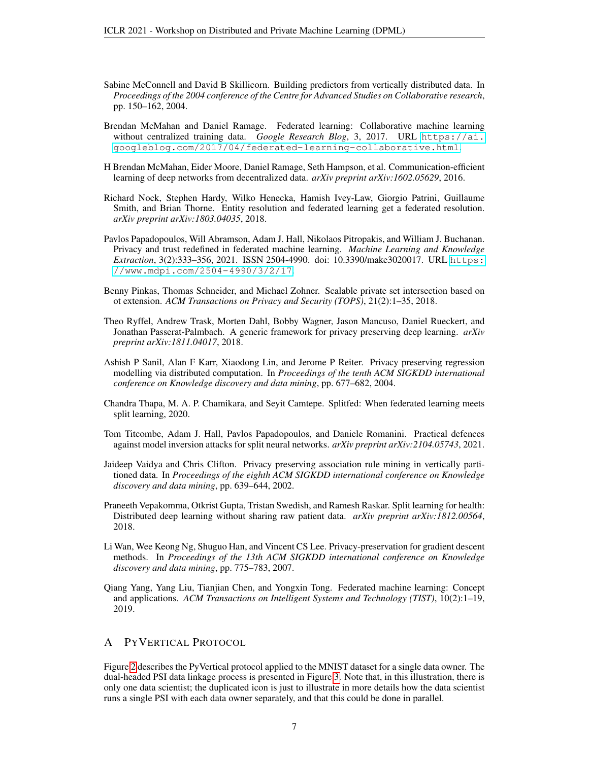Sabine McConnell and David B Skillicorn. Building predictors from vertically distributed data. In *Proceedings of the 2004 conference of the Centre for Advanced Studies on Collaborative research*, pp. 150–162, 2004.

Brendan McMahan and Daniel Ramage. Federated learning: Collaborative machine learning without centralized training data. *Google Research Blog*, 3, 2017. URL https://ai.googleblog.com/2017/04/federated-learning-collaborative.html.

H Brendan McMahan, Eider Moore, Daniel Ramage, Seth Hampson, et al. Communication-efficient learning of deep networks from decentralized data. *arXiv preprint arXiv:1602.05629*, 2016.

Richard Nock, Stephen Hardy, Wilko Henecka, Hamish Ivey-Law, Giorgio Patrini, Guillaume Smith, and Brian Thorne. Entity resolution and federated learning get a federated resolution. *arXiv preprint arXiv:1803.04035*, 2018.

Pavlos Papadopoulos, Will Abramson, Adam J. Hall, Nikolaos Pitropakis, and William J. Buchanan. Privacy and trust redefined in federated machine learning. *Machine Learning and Knowledge Extraction*, 3(2):333–356, 2021. ISSN 2504-4990. doi: 10.3390/make3020017. URL https://www.mdpi.com/2504-4990/3/2/17.

Benny Pinkas, Thomas Schneider, and Michael Zohner. Scalable private set intersection based on ot extension. *ACM Transactions on Privacy and Security (TOPS)*, 21(2):1–35, 2018.

Theo Ryffel, Andrew Trask, Morten Dahl, Bobby Wagner, Jason Mancuso, Daniel Rueckert, and Jonathan Passerat-Palmbach. A generic framework for privacy preserving deep learning. *arXiv preprint arXiv:1811.04017*, 2018.

Ashish P Sanil, Alan F Karr, Xiaodong Lin, and Jerome P Reiter. Privacy preserving regression modelling via distributed computation. In *Proceedings of the tenth ACM SIGKDD international conference on Knowledge discovery and data mining*, pp. 677–682, 2004.

Chandra Thapa, M. A. P. Chamikara, and Seyit Camtepe. Splitfed: When federated learning meets split learning, 2020.

Tom Titcombe, Adam J. Hall, Pavlos Papadopoulos, and Daniele Romanini. Practical defences against model inversion attacks for split neural networks. *arXiv preprint arXiv:2104.05743*, 2021.

Jaideep Vaidya and Chris Clifton. Privacy preserving association rule mining in vertically partitioned data. In *Proceedings of the eighth ACM SIGKDD international conference on Knowledge discovery and data mining*, pp. 639–644, 2002.

Praneeth Vepakomma, Otkrist Gupta, Tristan Swedish, and Ramesh Raskar. Split learning for health: Distributed deep learning without sharing raw patient data. *arXiv preprint arXiv:1812.00564*, 2018.

Li Wan, Wee Keong Ng, Shuguo Han, and Vincent CS Lee. Privacy-preservation for gradient descent methods. In *Proceedings of the 13th ACM SIGKDD international conference on Knowledge discovery and data mining*, pp. 775–783, 2007.

Qiang Yang, Yang Liu, Tianjian Chen, and Yongxin Tong. Federated machine learning: Concept and applications. *ACM Transactions on Intelligent Systems and Technology (TIST)*, 10(2):1–19, 2019.

# A PyVertical Protocol

Figure 2 describes the PyVertical protocol applied to the MNIST dataset for a single data owner. The dual-headed PSI data linkage process is presented in Figure 3. Note that, in this illustration, there is only one data scientist; the duplicated icon is just to illustrate in more details how the data scientist runs a single PSI with each data owner separately, and that this could be done in parallel.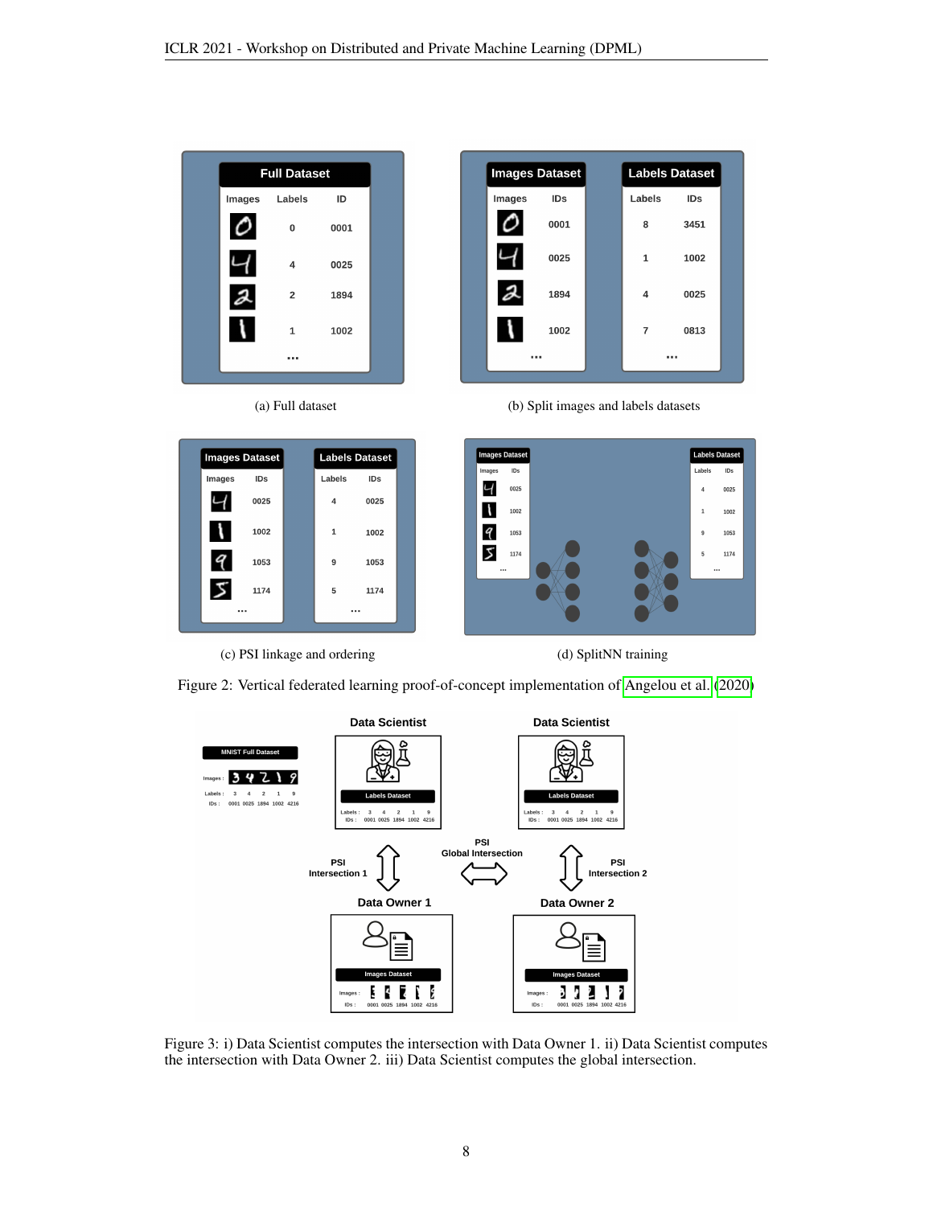(a) Full dataset

(b) Split images and labels datasets

(c) PSI linkage and ordering

(d) SplitNN training

Figure 2: Vertical federated learning proof-of-concept implementation of Angelou et al. (2020)

Figure 3: i) Data Scientist computes the intersection with Data Owner 1. ii) Data Scientist computes the intersection with Data Owner 2. iii) Data Scientist computes the global intersection.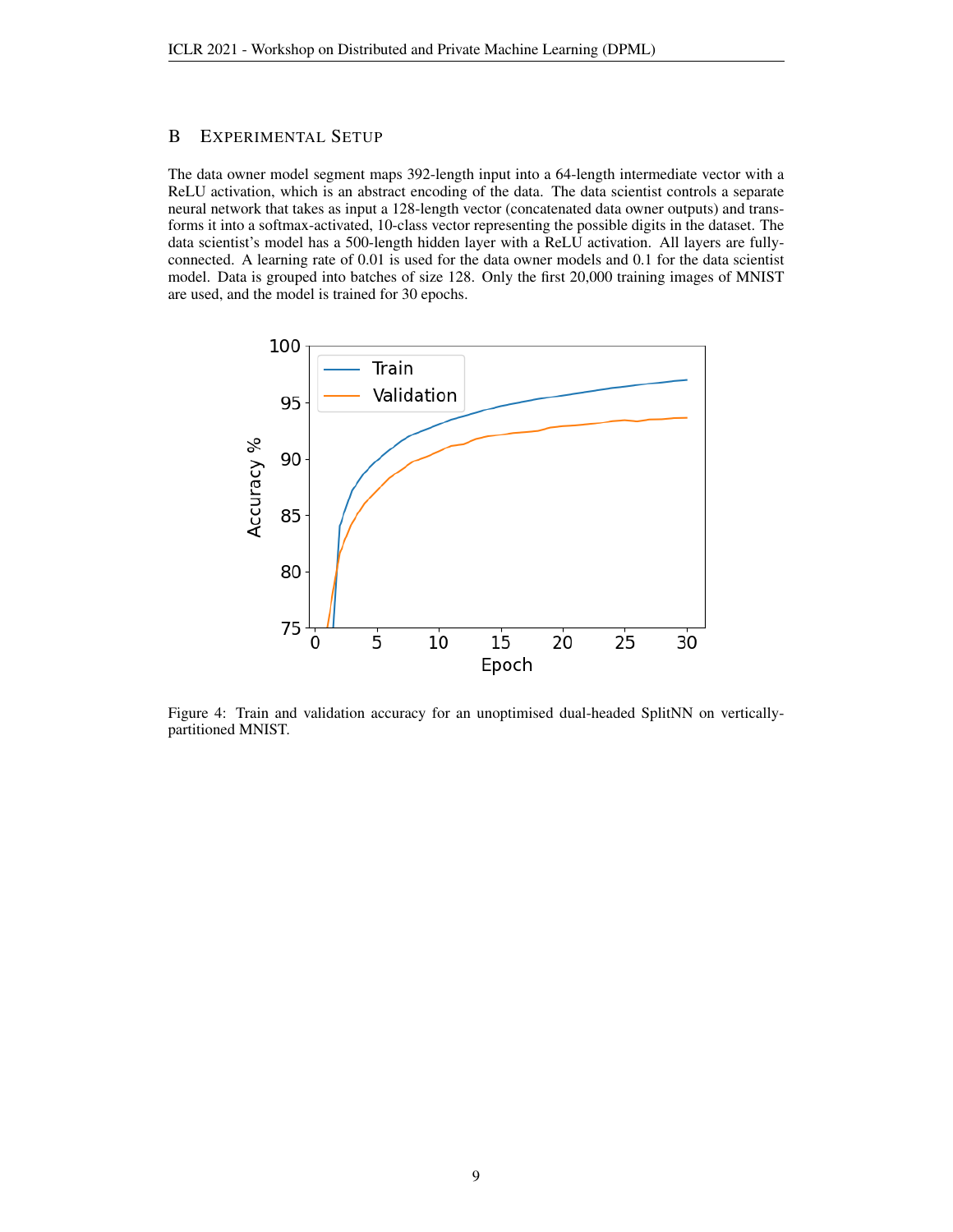## B Experimental Setup

The data owner model segment maps 392-length input into a 64-length intermediate vector with a ReLU activation, which is an abstract encoding of the data. The data scientist controls a separate neural network that takes as input a 128-length vector (concatenated data owner outputs) and transforms it into a softmax-activated, 10-class vector representing the possible digits in the dataset. The data scientist's model has a 500-length hidden layer with a ReLU activation. All layers are fully-connected. A learning rate of 0.01 is used for the data owner models and 0.1 for the data scientist model. Data is grouped into batches of size 128. Only the first 20,000 training images of MNIST are used, and the model is trained for 30 epochs.

Accuracy %

100
95
90
85
80
75

Epoch

0 5 10 15 20 25 30

Train
Validation

Figure 4: Train and validation accuracy for an unoptimised dual-headed SplitNN on vertically-partitioned MNIST.